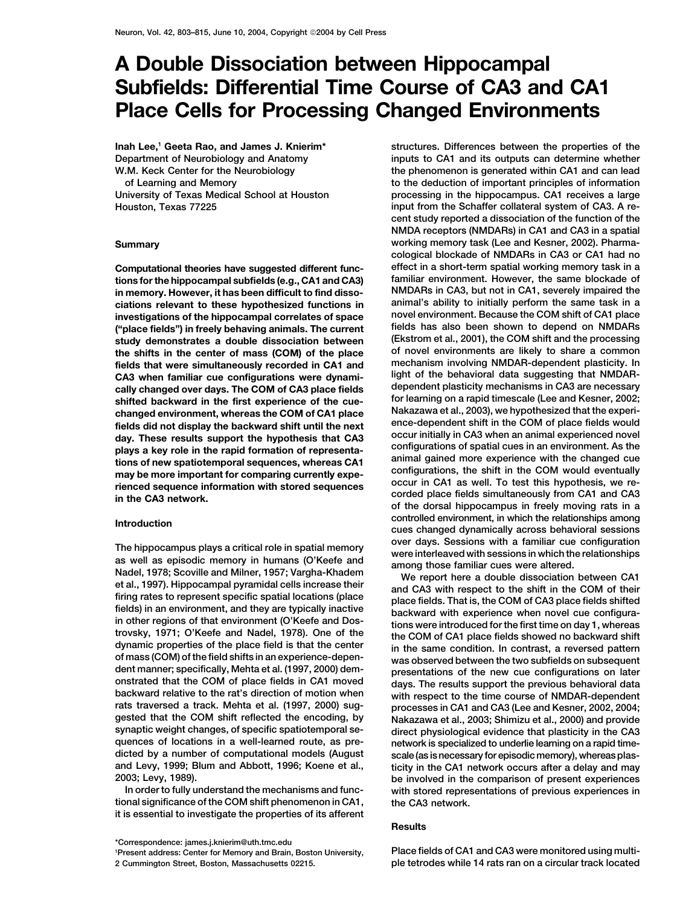# A Double Dissociation between Hippocampal Subfields: Differential Time Course of CA3 and CA1 Place Cells for Processing Changed Environments

**Inah Lee,[1] Geeta Rao, and James J. Knierim***
Department of Neurobiology and Anatomy
W.M. Keck Center for the Neurobiology of Learning and Memory
University of Texas Medical School at Houston
Houston, Texas 77225

## Summary

**Computational theories have suggested different functions for the hippocampal subfields (e.g., CA1 and CA3) in memory. However, it has been difficult to find dissociations relevant to these hypothesized functions in investigations of the hippocampal correlates of space ("place fields") in freely behaving animals. The current study demonstrates a double dissociation between the shifts in the center of mass (COM) of the place fields that were simultaneously recorded in CA1 and CA3 when familiar cue configurations were dynamically changed over days. The COM of CA3 place fields shifted backward in the first experience of the cue-changed environment, whereas the COM of CA1 place fields did not display the backward shift until the next day. These results support the hypothesis that CA3 plays a key role in the rapid formation of representations of new spatiotemporal sequences, whereas CA1 may be more important for comparing currently experienced sequence information with stored sequences in the CA3 network.**

## Introduction

The hippocampus plays a critical role in spatial memory as well as episodic memory in humans (O'Keefe and Nadel, 1978; Scoville and Milner, 1957; Vargha-Khadem et al., 1997). Hippocampal pyramidal cells increase their firing rates to represent specific spatial locations (place fields) in an environment, and they are typically inactive in other regions of that environment (O'Keefe and Dostrovsky, 1971; O'Keefe and Nadel, 1978). One of the dynamic properties of the place field is that the center of mass (COM) of the field shifts in an experience-dependent manner; specifically, Mehta et al. (1997, 2000) demonstrated that the COM of place fields in CA1 moved backward relative to the rat's direction of motion when rats traversed a track. Mehta et al. (1997, 2000) suggested that the COM shift reflected the encoding, by synaptic weight changes, of specific spatiotemporal sequences of locations in a well-learned route, as predicted by a number of computational models (August and Levy, 1999; Blum and Abbott, 1996; Koene et al., 2003; Levy, 1989).

In order to fully understand the mechanisms and functional significance of the COM shift phenomenon in CA1, it is essential to investigate the properties of its afferent structures. Differences between the properties of the inputs to CA1 and its outputs can determine whether the phenomenon is generated within CA1 and can lead to the deduction of important principles of information processing in the hippocampus. CA1 receives a large input from the Schaffer collateral system of CA3. A recent study reported a dissociation of the function of the NMDA receptors (NMDARs) in CA1 and CA3 in a spatial working memory task (Lee and Kesner, 2002). Pharmacological blockade of NMDARs in CA3 or CA1 had no effect in a short-term spatial working memory task in a familiar environment. However, the same blockade of NMDARs in CA3, but not in CA1, severely impaired the animal's ability to initially perform the same task in a novel environment. Because the COM shift of CA1 place fields has also been shown to depend on NMDARs (Ekstrom et al., 2001), the COM shift and the processing of novel environments are likely to share a common mechanism involving NMDAR-dependent plasticity. In light of the behavioral data suggesting that NMDAR-dependent plasticity mechanisms in CA3 are necessary for learning on a rapid timescale (Lee and Kesner, 2002; Nakazawa et al., 2003), we hypothesized that the experience-dependent shift in the COM of place fields would occur initially in CA3 when an animal experienced novel configurations of spatial cues in an environment. As the animal gained more experience with the changed cue configurations, the shift in the COM would eventually occur in CA1 as well. To test this hypothesis, we recorded place fields simultaneously from CA1 and CA3 of the dorsal hippocampus in freely moving rats in a controlled environment, in which the relationships among cues changed dynamically across behavioral sessions over days. Sessions with a familiar cue configuration were interleaved with sessions in which the relationships among those familiar cues were altered.

We report here a double dissociation between CA1 and CA3 with respect to the shift in the COM of their place fields. That is, the COM of CA3 place fields shifted backward with experience when novel cue configurations were introduced for the first time on day 1, whereas the COM of CA1 place fields showed no backward shift in the same condition. In contrast, a reversed pattern was observed between the two subfields on subsequent presentations of the new cue configurations on later days. The results support the previous behavioral data with respect to the time course of NMDAR-dependent processes in CA1 and CA3 (Lee and Kesner, 2002, 2004; Nakazawa et al., 2003; Shimizu et al., 2000) and provide direct physiological evidence that plasticity in the CA3 network is specialized to underlie learning on a rapid timescale (as is necessary for episodic memory), whereas plasticity in the CA1 network occurs after a delay and may be involved in the comparison of present experiences with stored representations of previous experiences in the CA3 network.

## Results

Place fields of CA1 and CA3 were monitored using multiple tetrodes while 14 rats ran on a circular track located

*Correspondence: james.j.knierim@uth.tmc.edu
[1] Present address: Center for Memory and Brain, Boston University, 2 Cummington Street, Boston, Massachusetts 02215.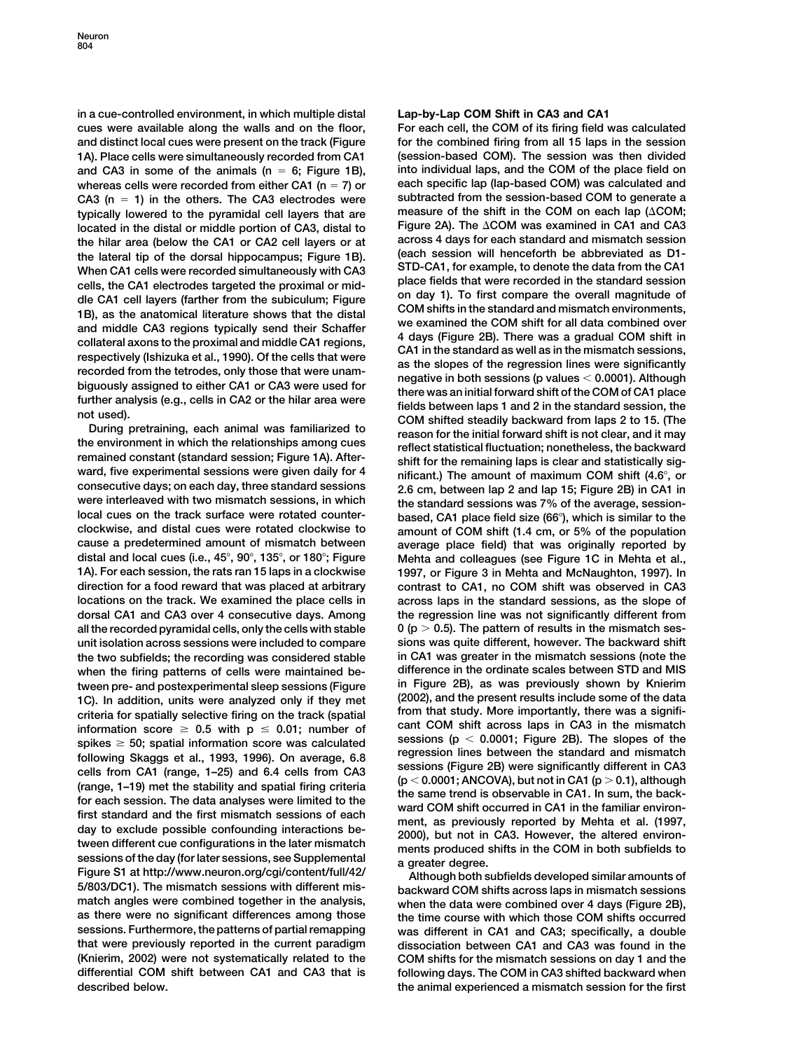in a cue-controlled environment, in which multiple distal cues were available along the walls and on the floor, and distinct local cues were present on the track (Figure 1A). Place cells were simultaneously recorded from CA1 and CA3 in some of the animals ($n = 6$; Figure 1B), whereas cells were recorded from either CA1 ($n = 7$) or CA3 ($n = 1$) in the others. The CA3 electrodes were typically lowered to the pyramidal cell layers that are located in the distal or middle portion of CA3, distal to the hilar area (below the CA1 or CA2 cell layers or at the lateral tip of the dorsal hippocampus; Figure 1B). When CA1 cells were recorded simultaneously with CA3 cells, the CA1 electrodes targeted the proximal or middle CA1 cell layers (farther from the subiculum; Figure 1B), as the anatomical literature shows that the distal and middle CA3 regions typically send their Schaffer collateral axons to the proximal and middle CA1 regions, respectively (Ishizuka et al., 1990). Of the cells that were recorded from the tetrodes, only those that were unambiguously assigned to either CA1 or CA3 were used for further analysis (e.g., cells in CA2 or the hilar area were not used).

During pretraining, each animal was familiarized to the environment in which the relationships among cues remained constant (standard session; Figure 1A). Afterward, five experimental sessions were given daily for 4 consecutive days; on each day, three standard sessions were interleaved with two mismatch sessions, in which local cues on the track surface were rotated counterclockwise, and distal cues were rotated clockwise to cause a predetermined amount of mismatch between distal and local cues (i.e., 45°, 90°, 135°, or 180°; Figure 1A). For each session, the rats ran 15 laps in a clockwise direction for a food reward that was placed at arbitrary locations on the track. We examined the place cells in dorsal CA1 and CA3 over 4 consecutive days. Among all the recorded pyramidal cells, only the cells with stable unit isolation across sessions were included to compare the two subfields; the recording was considered stable when the firing patterns of cells were maintained between pre- and postexperimental sleep sessions (Figure 1C). In addition, units were analyzed only if they met criteria for spatially selective firing on the track (spatial information score $\geq 0.5$ with $p \leq 0.01$; number of spikes $\geq 50$; spatial information score was calculated following Skaggs et al., 1993, 1996). On average, 6.8 cells from CA1 (range, 1–25) and 6.4 cells from CA3 (range, 1–19) met the stability and spatial firing criteria for each session. The data analyses were limited to the first standard and the first mismatch sessions of each day to exclude possible confounding interactions between different cue configurations in the later mismatch sessions of the day (for later sessions, see Supplemental Figure S1 at http://www.neuron.org/cgi/content/full/42/5/803/DC1). The mismatch sessions with different mismatch angles were combined together in the analysis, as there were no significant differences among those sessions. Furthermore, the patterns of partial remapping that were previously reported in the current paradigm (Knierim, 2002) were not systematically related to the differential COM shift between CA1 and CA3 that is described below.

## Lap-by-Lap COM Shift in CA3 and CA1

For each cell, the COM of its firing field was calculated for the combined firing from all 15 laps in the session (session-based COM). The session was then divided into individual laps, and the COM of the place field on each specific lap (lap-based COM) was calculated and subtracted from the session-based COM to generate a measure of the shift in the COM on each lap (ΔCOM; Figure 2A). The ΔCOM was examined in CA1 and CA3 across 4 days for each standard and mismatch session (each session will henceforth be abbreviated as D1-STD-CA1, for example, to denote the data from the CA1 place fields that were recorded in the standard session on day 1). To first compare the overall magnitude of COM shifts in the standard and mismatch environments, we examined the COM shift for all data combined over 4 days (Figure 2B). There was a gradual COM shift in CA1 in the standard as well as in the mismatch sessions, as the slopes of the regression lines were significantly negative in both sessions (p values $< 0.0001$). Although there was an initial forward shift of the COM of CA1 place fields between laps 1 and 2 in the standard session, the COM shifted steadily backward from laps 2 to 15. (The reason for the initial forward shift is not clear, and it may reflect statistical fluctuation; nonetheless, the backward shift for the remaining laps is clear and statistically significant.) The amount of maximum COM shift (4.6°, or 2.6 cm, between lap 2 and lap 15; Figure 2B) in CA1 in the standard sessions was 7% of the average, session-based, CA1 place field size (66°), which is similar to the amount of COM shift (1.4 cm, or 5% of the population average place field) that was originally reported by Mehta and colleagues (see Figure 1C in Mehta et al., 1997, or Figure 3 in Mehta and McNaughton, 1997). In contrast to CA1, no COM shift was observed in CA3 across laps in the standard sessions, as the slope of the regression line was not significantly different from 0 ($p > 0.5$). The pattern of results in the mismatch sessions was quite different, however. The backward shift in CA1 was greater in the mismatch sessions (note the difference in the ordinate scales between STD and MIS in Figure 2B), as was previously shown by Knierim (2002), and the present results include some of the data from that study. More importantly, there was a significant COM shift across laps in CA3 in the mismatch sessions ($p < 0.0001$; Figure 2B). The slopes of the regression lines between the standard and mismatch sessions (Figure 2B) were significantly different in CA3 ($p < 0.0001$; ANCOVA), but not in CA1 ($p > 0.1$), although the same trend is observable in CA1. In sum, the backward COM shift occurred in CA1 in the familiar environment, as previously reported by Mehta et al. (1997, 2000), but not in CA3. However, the altered environments produced shifts in the COM in both subfields to a greater degree.

Although both subfields developed similar amounts of backward COM shifts across laps in mismatch sessions when the data were combined over 4 days (Figure 2B), the time course with which those COM shifts occurred was different in CA1 and CA3; specifically, a double dissociation between CA1 and CA3 was found in the COM shifts for the mismatch sessions on day 1 and the following days. The COM in CA3 shifted backward when the animal experienced a mismatch session for the first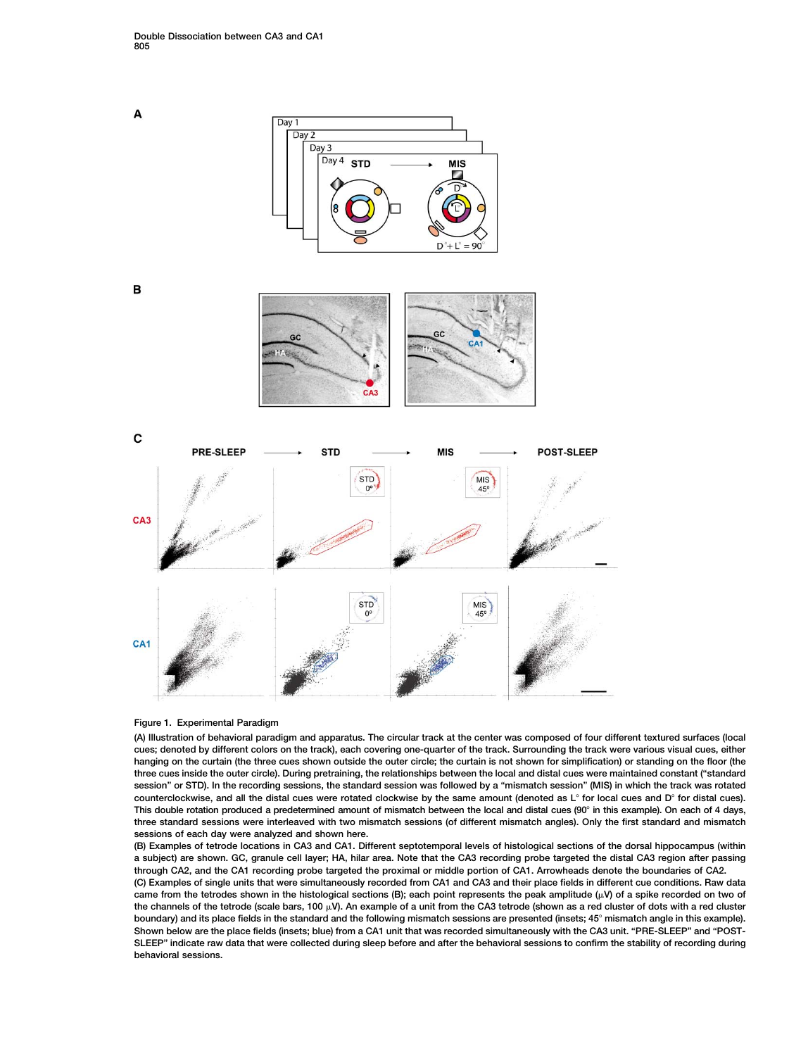Figure 1. Experimental Paradigm

(A) Illustration of behavioral paradigm and apparatus. The circular track at the center was composed of four different textured surfaces (local cues; denoted by different colors on the track), each covering one-quarter of the track. Surrounding the track were various visual cues, either hanging on the curtain (the three cues shown outside the outer circle; the curtain is not shown for simplification) or standing on the floor (the three cues inside the outer circle). During pretraining, the relationships between the local and distal cues were maintained constant ("standard session" or STD). In the recording sessions, the standard session was followed by a "mismatch session" (MIS) in which the track was rotated counterclockwise, and all the distal cues were rotated clockwise by the same amount (denoted as L° for local cues and D° for distal cues). This double rotation produced a predetermined amount of mismatch between the local and distal cues (90° in this example). On each of 4 days, three standard sessions were interleaved with two mismatch sessions (of different mismatch angles). Only the first standard and mismatch sessions of each day were analyzed and shown here.

(B) Examples of tetrode locations in CA3 and CA1. Different septotemporal levels of histological sections of the dorsal hippocampus (within a subject) are shown. GC, granule cell layer; HA, hilar area. Note that the CA3 recording probe targeted the distal CA3 region after passing through CA2, and the CA1 recording probe targeted the proximal or middle portion of CA1. Arrowheads denote the boundaries of CA2.

(C) Examples of single units that were simultaneously recorded from CA1 and CA3 and their place fields in different cue conditions. Raw data came from the tetrodes shown in the histological sections (B); each point represents the peak amplitude (μV) of a spike recorded on two of the channels of the tetrode (scale bars, 100 μV). An example of a unit from the CA3 tetrode (shown as a red cluster of dots with a red cluster boundary) and its place fields in the standard and the following mismatch sessions are presented (insets; 45° mismatch angle in this example). Shown below are the place fields (insets; blue) from a CA1 unit that was recorded simultaneously with the CA3 unit. "PRE-SLEEP" and "POST-SLEEP" indicate raw data that were collected during sleep before and after the behavioral sessions to confirm the stability of recording during behavioral sessions.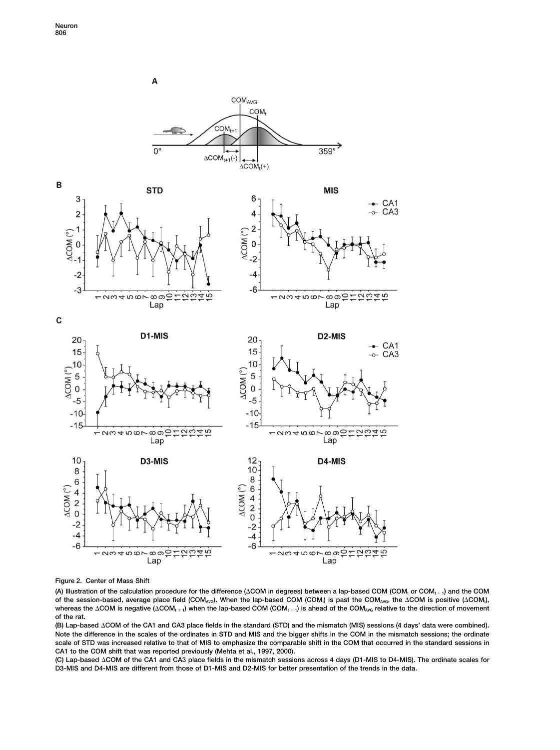Figure 2. Center of Mass Shift

(A) Illustration of the calculation procedure for the difference (ΔCOM in degrees) between a lap-based COM ($COM_t$ or $COM_{t+1}$) and the COM of the session-based, average place field ($COM_{AVG}$). When the lap-based COM ($COM_t$) is past the $COM_{AVG}$, the ΔCOM is positive ($\Delta COM_t$), whereas the ΔCOM is negative ($\Delta COM_{t+1}$) when the lap-based COM ($COM_{t+1}$) is ahead of the $COM_{AVG}$ relative to the direction of movement of the rat.

(B) Lap-based ΔCOM of the CA1 and CA3 place fields in the standard (STD) and the mismatch (MIS) sessions (4 days' data were combined). Note the difference in the scales of the ordinates in STD and MIS and the bigger shifts in the COM in the mismatch sessions; the ordinate scale of STD was increased relative to that of MIS to emphasize the comparable shift in the COM that occurred in the standard sessions in CA1 to the COM shift that was reported previously (Mehta et al., 1997, 2000).

(C) Lap-based ΔCOM of the CA1 and CA3 place fields in the mismatch sessions across 4 days (D1-MIS to D4-MIS). The ordinate scales for D3-MIS and D4-MIS are different from those of D1-MIS and D2-MIS for better presentation of the trends in the data.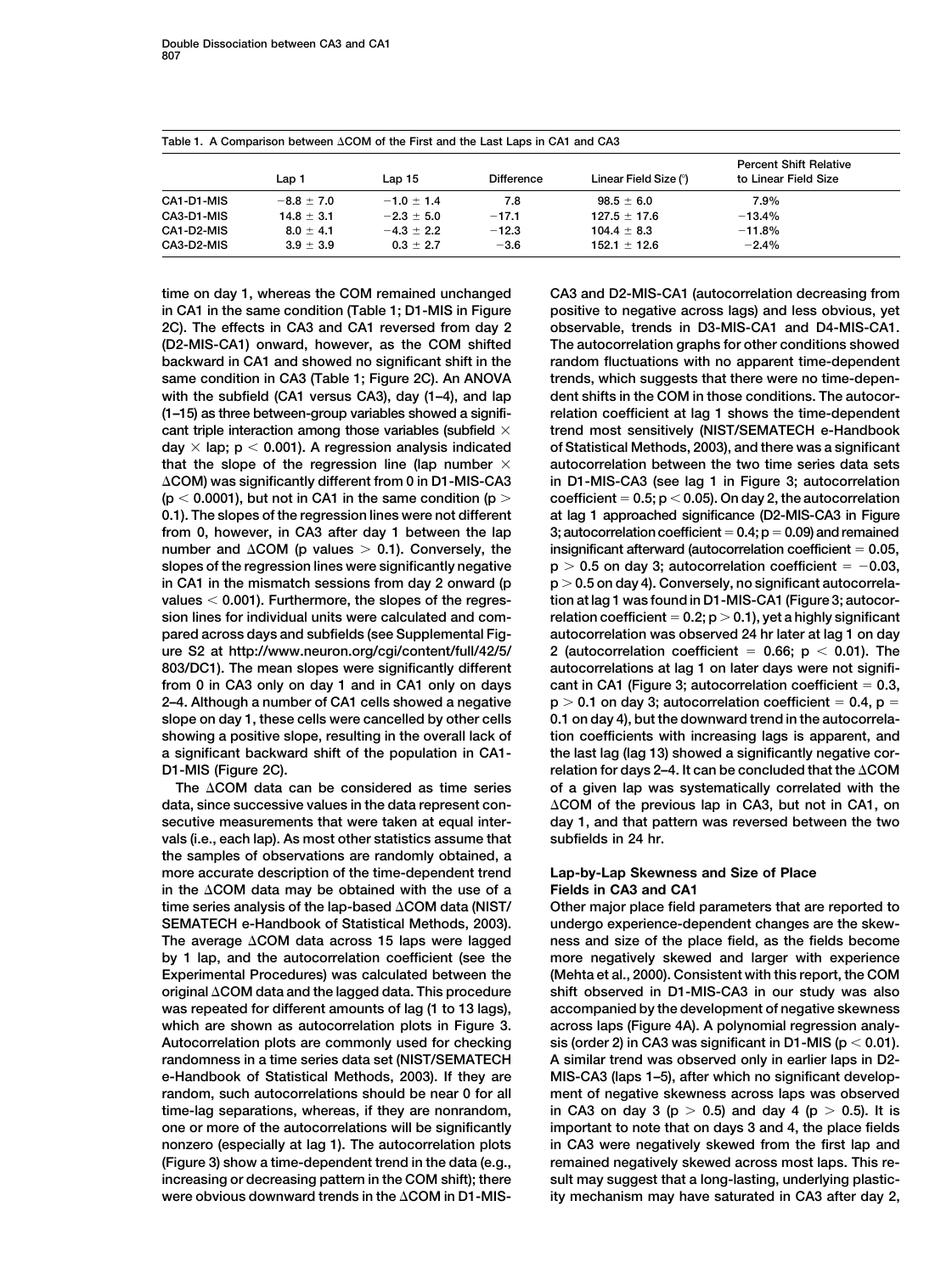Table 1. A Comparison between ΔCOM of the First and the Last Laps in CA1 and CA3

| | Lap 1 | Lap 15 | Difference | Linear Field Size (°) | Percent Shift Relative to Linear Field Size |
|---|---|---|---|---|---|
| CA1-D1-MIS | $-8.8 \pm 7.0$ | $-1.0 \pm 1.4$ | 7.8 | $98.5 \pm 6.0$ | 7.9% |
| CA3-D1-MIS | $14.8 \pm 3.1$ | $-2.3 \pm 5.0$ | $-17.1$ | $127.5 \pm 17.6$ | $-13.4$% |
| CA1-D2-MIS | $8.0 \pm 4.1$ | $-4.3 \pm 2.2$ | $-12.3$ | $104.4 \pm 8.3$ | $-11.8$% |
| CA3-D2-MIS | $3.9 \pm 3.9$ | $0.3 \pm 2.7$ | $-3.6$ | $152.1 \pm 12.6$ | $-2.4$% |

time on day 1, whereas the COM remained unchanged in CA1 in the same condition (Table 1; D1-MIS in Figure 2C). The effects in CA3 and CA1 reversed from day 2 (D2-MIS-CA1) onward, however, as the COM shifted backward in CA1 and showed no significant shift in the same condition in CA3 (Table 1; Figure 2C). An ANOVA with the subfield (CA1 versus CA3), day (1–4), and lap (1–15) as three between-group variables showed a significant triple interaction among those variables (subfield × day × lap; $p < 0.001$). A regression analysis indicated that the slope of the regression line (lap number × ΔCOM) was significantly different from 0 in D1-MIS-CA3 ($p < 0.0001$), but not in CA1 in the same condition ($p > 0.1$). The slopes of the regression lines were not different from 0, however, in CA3 after day 1 between the lap number and ΔCOM (p values $> 0.1$). Conversely, the slopes of the regression lines were significantly negative in CA1 in the mismatch sessions from day 2 onward (p values $< 0.001$). Furthermore, the slopes of the regression lines for individual units were calculated and compared across days and subfields (see Supplemental Figure S2 at http://www.neuron.org/cgi/content/full/42/5/803/DC1). The mean slopes were significantly different from 0 in CA3 only on day 1 and in CA1 only on days 2–4. Although a number of CA1 cells showed a negative slope on day 1, these cells were cancelled by other cells showing a positive slope, resulting in the overall lack of a significant backward shift of the population in CA1-D1-MIS (Figure 2C).

The ΔCOM data can be considered as time series data, since successive values in the data represent consecutive measurements that were taken at equal intervals (i.e., each lap). As most other statistics assume that the samples of observations are randomly obtained, a more accurate description of the time-dependent trend in the ΔCOM data may be obtained with the use of a time series analysis of the lap-based ΔCOM data (NIST/SEMATECH e-Handbook of Statistical Methods, 2003). The average ΔCOM data across 15 laps were lagged by 1 lap, and the autocorrelation coefficient (see the Experimental Procedures) was calculated between the original ΔCOM data and the lagged data. This procedure was repeated for different amounts of lag (1 to 13 lags), which are shown as autocorrelation plots in Figure 3. Autocorrelation plots are commonly used for checking randomness in a time series data set (NIST/SEMATECH e-Handbook of Statistical Methods, 2003). If they are random, such autocorrelations should be near 0 for all time-lag separations, whereas, if they are nonrandom, one or more of the autocorrelations will be significantly nonzero (especially at lag 1). The autocorrelation plots (Figure 3) show a time-dependent trend in the data (e.g., increasing or decreasing pattern in the COM shift); there were obvious downward trends in the ΔCOM in D1-MIS-CA3 and D2-MIS-CA1 (autocorrelation decreasing from positive to negative across lags) and less obvious, yet observable, trends in D3-MIS-CA1 and D4-MIS-CA1. The autocorrelation graphs for other conditions showed random fluctuations with no apparent time-dependent trends, which suggests that there were no time-dependent shifts in the COM in those conditions. The autocorrelation coefficient at lag 1 shows the time-dependent trend most sensitively (NIST/SEMATECH e-Handbook of Statistical Methods, 2003), and there was a significant autocorrelation between the two time series data sets in D1-MIS-CA3 (see lag 1 in Figure 3; autocorrelation coefficient = 0.5; $p < 0.05$). On day 2, the autocorrelation at lag 1 approached significance (D2-MIS-CA3 in Figure 3; autocorrelation coefficient = 0.4; $p = 0.09$) and remained insignificant afterward (autocorrelation coefficient = 0.05, $p > 0.5$ on day 3; autocorrelation coefficient = $-0.03$, $p > 0.5$ on day 4). Conversely, no significant autocorrelation at lag 1 was found in D1-MIS-CA1 (Figure 3; autocorrelation coefficient = 0.2; $p > 0.1$), yet a highly significant autocorrelation was observed 24 hr later at lag 1 on day 2 (autocorrelation coefficient = 0.66; $p < 0.01$). The autocorrelations at lag 1 on later days were not significant in CA1 (Figure 3; autocorrelation coefficient = 0.3, $p > 0.1$ on day 3; autocorrelation coefficient = 0.4, $p = 0.1$ on day 4), but the downward trend in the autocorrelation coefficients with increasing lags is apparent, and the last lag (lag 13) showed a significantly negative correlation for days 2–4. It can be concluded that the ΔCOM of a given lap was systematically correlated with the ΔCOM of the previous lap in CA3, but not in CA1, on day 1, and that pattern was reversed between the two subfields in 24 hr.

## Lap-by-Lap Skewness and Size of Place Fields in CA3 and CA1

Other major place field parameters that are reported to undergo experience-dependent changes are the skewness and size of the place field, as the fields become more negatively skewed and larger with experience (Mehta et al., 2000). Consistent with this report, the COM shift observed in D1-MIS-CA3 in our study was also accompanied by the development of negative skewness across laps (Figure 4A). A polynomial regression analysis (order 2) in CA3 was significant in D1-MIS ($p < 0.01$). A similar trend was observed only in earlier laps in D2-MIS-CA3 (laps 1–5), after which no significant development of negative skewness across laps was observed in CA3 on day 3 ($p > 0.5$) and day 4 ($p > 0.5$). It is important to note that on days 3 and 4, the place fields in CA3 were negatively skewed from the first lap and remained negatively skewed across most laps. This result may suggest that a long-lasting, underlying plasticity mechanism may have saturated in CA3 after day 2,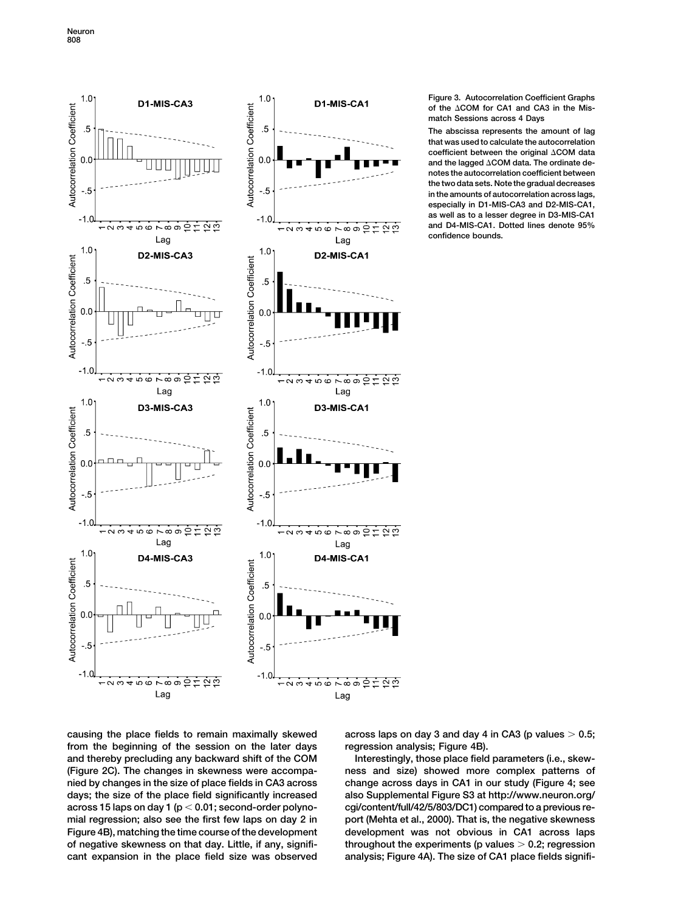Figure 3. Autocorrelation Coefficient Graphs of the ΔCOM for CA1 and CA3 in the Mismatch Sessions across 4 Days

The abscissa represents the amount of lag that was used to calculate the autocorrelation coefficient between the original ΔCOM data and the lagged ΔCOM data. The ordinate denotes the autocorrelation coefficient between the two data sets. Note the gradual decreases in the amounts of autocorrelation across lags, especially in D1-MIS-CA3 and D2-MIS-CA1, as well as to a lesser degree in D3-MIS-CA1 and D4-MIS-CA1. Dotted lines denote 95% confidence bounds.

causing the place fields to remain maximally skewed from the beginning of the session on the later days and thereby precluding any backward shift of the COM (Figure 2C). The changes in skewness were accompanied by changes in the size of place fields in CA3 across days; the size of the place field significantly increased across 15 laps on day 1 ($p < 0.01$; second-order polynomial regression; also see the first few laps on day 2 in Figure 4B), matching the time course of the development of negative skewness on that day. Little, if any, significant expansion in the place field size was observed across laps on day 3 and day 4 in CA3 (p values $> 0.5$; regression analysis; Figure 4B).

Interestingly, those place field parameters (i.e., skewness and size) showed more complex patterns of change across days in CA1 in our study (Figure 4; see also Supplemental Figure S3 at http://www.neuron.org/cgi/content/full/42/5/803/DC1) compared to a previous report (Mehta et al., 2000). That is, the negative skewness development was not obvious in CA1 across laps throughout the experiments (p values $> 0.2$; regression analysis; Figure 4A). The size of CA1 place fields signifi-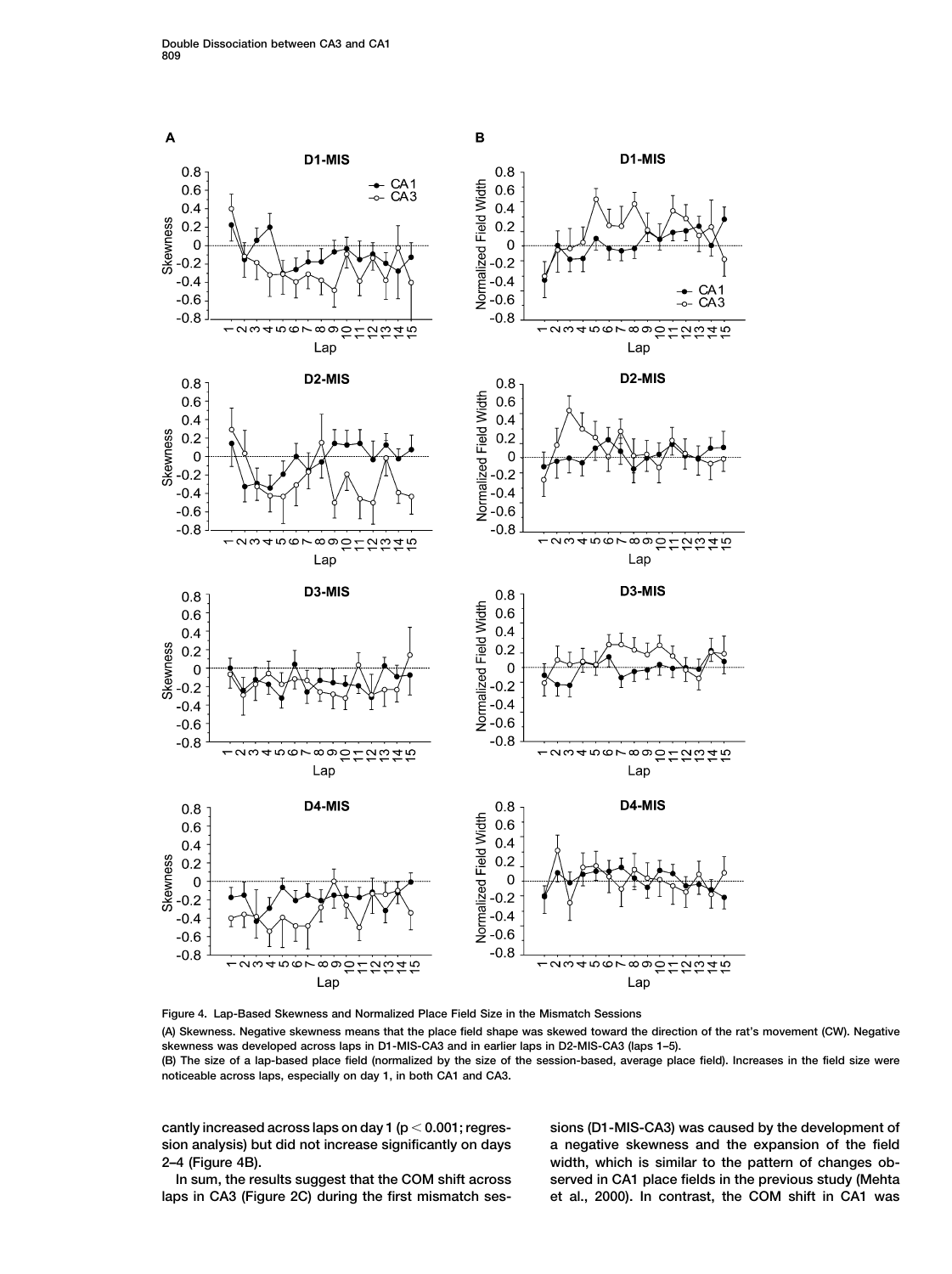Figure 4. Lap-Based Skewness and Normalized Place Field Size in the Mismatch Sessions

(A) Skewness. Negative skewness means that the place field shape was skewed toward the direction of the rat's movement (CW). Negative skewness was developed across laps in D1-MIS-CA3 and in earlier laps in D2-MIS-CA3 (laps 1–5).

(B) The size of a lap-based place field (normalized by the size of the session-based, average place field). Increases in the field size were noticeable across laps, especially on day 1, in both CA1 and CA3.

cantly increased across laps on day 1 ($p < 0.001$; regression analysis) but did not increase significantly on days 2–4 (Figure 4B).

In sum, the results suggest that the COM shift across laps in CA3 (Figure 2C) during the first mismatch sessions (D1-MIS-CA3) was caused by the development of a negative skewness and the expansion of the field width, which is similar to the pattern of changes observed in CA1 place fields in the previous study (Mehta et al., 2000). In contrast, the COM shift in CA1 was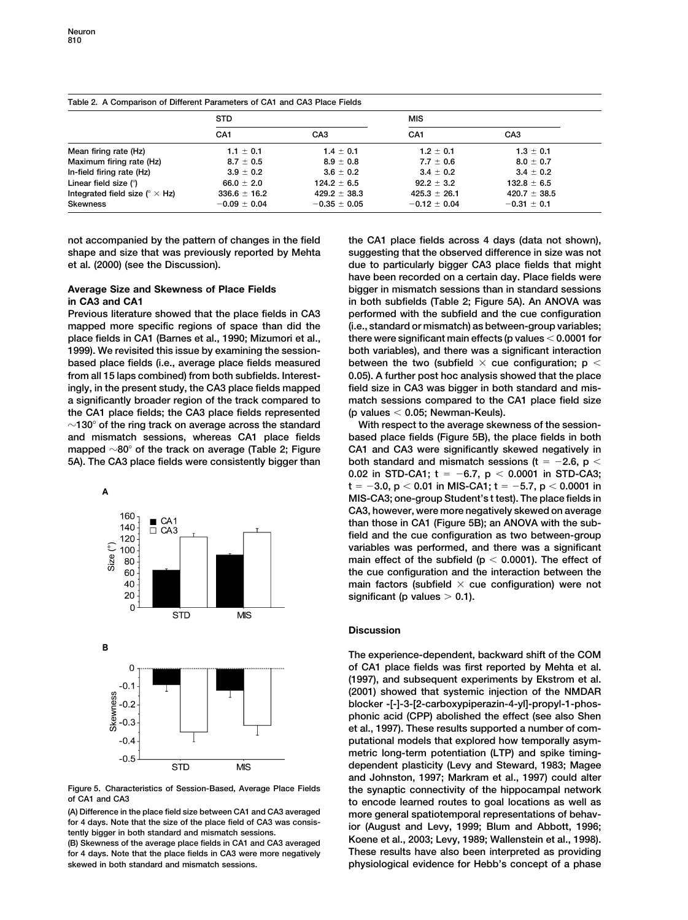Table 2. A Comparison of Different Parameters of CA1 and CA3 Place Fields

| | STD | | MIS | |
|---|---|---|---|---|
| | CA1 | CA3 | CA1 | CA3 |
| Mean firing rate (Hz) | 1.1 ± 0.1 | 1.4 ± 0.1 | 1.2 ± 0.1 | 1.3 ± 0.1 |
| Maximum firing rate (Hz) | 8.7 ± 0.5 | 8.9 ± 0.8 | 7.7 ± 0.6 | 8.0 ± 0.7 |
| In-field firing rate (Hz) | 3.9 ± 0.2 | 3.6 ± 0.2 | 3.4 ± 0.2 | 3.4 ± 0.2 |
| Linear field size (°) | 66.0 ± 2.0 | 124.2 ± 6.5 | 92.2 ± 3.2 | 132.8 ± 6.5 |
| Integrated field size (° × Hz) | 336.6 ± 16.2 | 429.2 ± 38.3 | 425.3 ± 26.1 | 420.7 ± 38.5 |
| Skewness | −0.09 ± 0.04 | −0.35 ± 0.05 | −0.12 ± 0.04 | −0.31 ± 0.1 |

not accompanied by the pattern of changes in the field shape and size that was previously reported by Mehta et al. (2000) (see the Discussion).

### Average Size and Skewness of Place Fields in CA3 and CA1

Previous literature showed that the place fields in CA3 mapped more specific regions of space than did the place fields in CA1 (Barnes et al., 1990; Mizumori et al., 1999). We revisited this issue by examining the session-based place fields (i.e., average place fields measured from all 15 laps combined) from both subfields. Interestingly, in the present study, the CA3 place fields mapped a significantly broader region of the track compared to the CA1 place fields; the CA3 place fields represented ~130° of the ring track on average across the standard and mismatch sessions, whereas CA1 place fields mapped ~80° of the track on average (Table 2; Figure 5A). The CA3 place fields were consistently bigger than the CA1 place fields across 4 days (data not shown), suggesting that the observed difference in size was not due to particularly bigger CA3 place fields that might have been recorded on a certain day. Place fields were bigger in mismatch sessions than in standard sessions in both subfields (Table 2; Figure 5A). An ANOVA was performed with the subfield and the cue configuration (i.e., standard or mismatch) as between-group variables; there were significant main effects (p values $< 0.0001$ for both variables), and there was a significant interaction between the two (subfield × cue configuration; $p < 0.05$). A further post hoc analysis showed that the place field size in CA3 was bigger in both standard and mismatch sessions compared to the CA1 place field size (p values $< 0.05$; Newman-Keuls).

With respect to the average skewness of the session-based place fields (Figure 5B), the place fields in both CA1 and CA3 were significantly skewed negatively in both standard and mismatch sessions ($t = -2.6$, $p < 0.02$ in STD-CA1; $t = -6.7$, $p < 0.0001$ in STD-CA3; $t = -3.0$, $p < 0.01$ in MIS-CA1; $t = -5.7$, $p < 0.0001$ in MIS-CA3; one-group Student's t test). The place fields in CA3, however, were more negatively skewed on average than those in CA1 (Figure 5B); an ANOVA with the subfield and the cue configuration as two between-group variables was performed, and there was a significant main effect of the subfield ($p < 0.0001$). The effect of the cue configuration and the interaction between the main factors (subfield × cue configuration) were not significant (p values $> 0.1$).

Figure 5. Characteristics of Session-Based, Average Place Fields of CA1 and CA3

(A) Difference in the place field size between CA1 and CA3 averaged for 4 days. Note that the size of the place field of CA3 was consistently bigger in both standard and mismatch sessions.

(B) Skewness of the average place fields in CA1 and CA3 averaged for 4 days. Note that the place fields in CA3 were more negatively skewed in both standard and mismatch sessions.

## Discussion

The experience-dependent, backward shift of the COM of CA1 place fields was first reported by Mehta et al. (1997), and subsequent experiments by Ekstrom et al. (2001) showed that systemic injection of the NMDAR blocker -[-]-3-[2-carboxypiperazin-4-yl]-propyl-1-phosphonic acid (CPP) abolished the effect (see also Shen et al., 1997). These results supported a number of computational models that explored how temporally asymmetric long-term potentiation (LTP) and spike timing-dependent plasticity (Levy and Steward, 1983; Magee and Johnston, 1997; Markram et al., 1997) could alter the synaptic connectivity of the hippocampal network to encode learned routes to goal locations as well as more general spatiotemporal representations of behavior (August and Levy, 1999; Blum and Abbott, 1996; Koene et al., 2003; Levy, 1989; Wallenstein et al., 1998). These results have also been interpreted as providing physiological evidence for Hebb's concept of a phase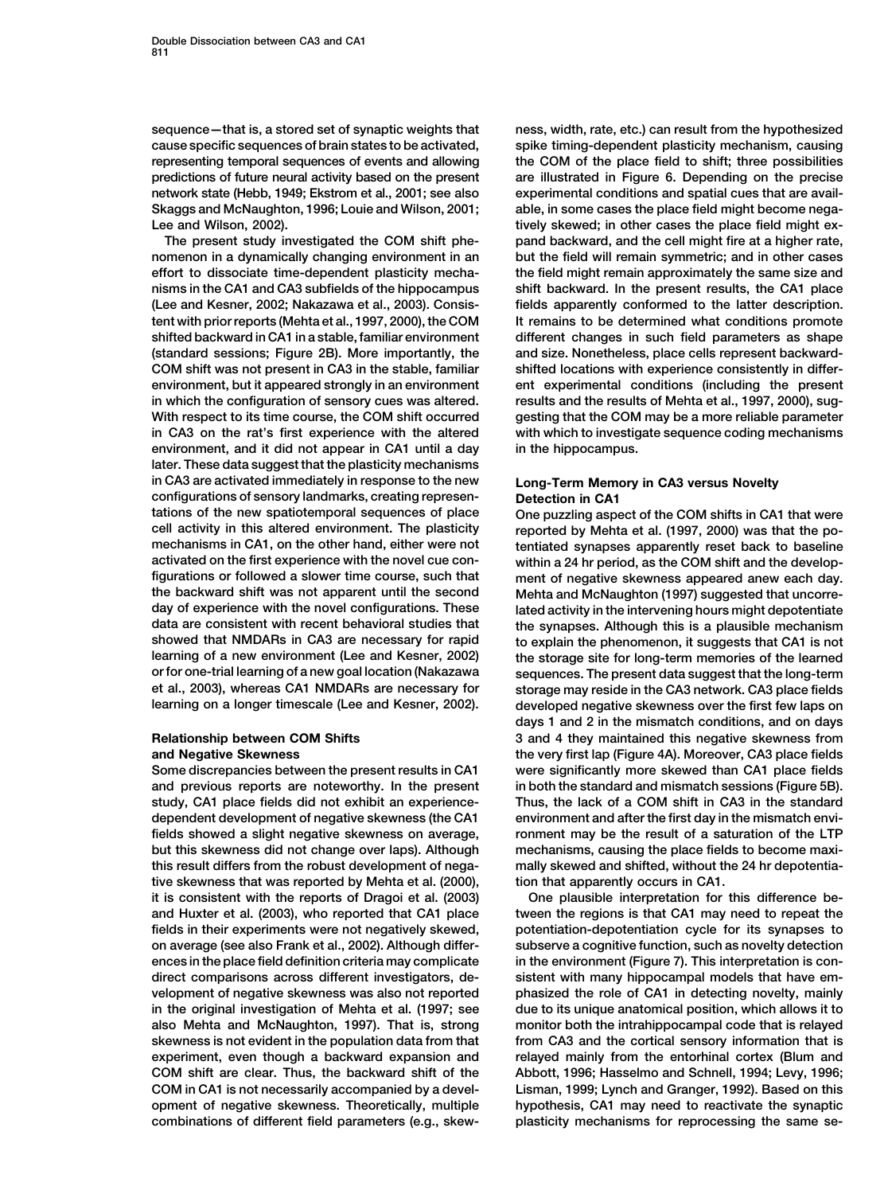sequence—that is, a stored set of synaptic weights that cause specific sequences of brain states to be activated, representing temporal sequences of events and allowing predictions of future neural activity based on the present network state (Hebb, 1949; Ekstrom et al., 2001; see also Skaggs and McNaughton, 1996; Louie and Wilson, 2001; Lee and Wilson, 2002).

The present study investigated the COM shift phenomenon in a dynamically changing environment in an effort to dissociate time-dependent plasticity mechanisms in the CA1 and CA3 subfields of the hippocampus (Lee and Kesner, 2002; Nakazawa et al., 2003). Consistent with prior reports (Mehta et al., 1997, 2000), the COM shifted backward in CA1 in a stable, familiar environment (standard sessions; Figure 2B). More importantly, the COM shift was not present in CA3 in the stable, familiar environment, but it appeared strongly in an environment in which the configuration of sensory cues was altered. With respect to its time course, the COM shift occurred in CA3 on the rat's first experience with the altered environment, and it did not appear in CA1 until a day later. These data suggest that the plasticity mechanisms in CA3 are activated immediately in response to the new configurations of sensory landmarks, creating representations of the new spatiotemporal sequences of place cell activity in this altered environment. The plasticity mechanisms in CA1, on the other hand, either were not activated on the first experience with the novel cue configurations or followed a slower time course, such that the backward shift was not apparent until the second day of experience with the novel configurations. These data are consistent with recent behavioral studies that showed that NMDARs in CA3 are necessary for rapid learning of a new environment (Lee and Kesner, 2002) or for one-trial learning of a new goal location (Nakazawa et al., 2003), whereas CA1 NMDARs are necessary for learning on a longer timescale (Lee and Kesner, 2002).

## Relationship between COM Shifts and Negative Skewness

Some discrepancies between the present results in CA1 and previous reports are noteworthy. In the present study, CA1 place fields did not exhibit an experience-dependent development of negative skewness (the CA1 fields showed a slight negative skewness on average, but this skewness did not change over laps). Although this result differs from the robust development of negative skewness that was reported by Mehta et al. (2000), it is consistent with the reports of Dragoi et al. (2003) and Huxter et al. (2003), who reported that CA1 place fields in their experiments were not negatively skewed, on average (see also Frank et al., 2002). Although differences in the place field definition criteria may complicate direct comparisons across different investigators, development of negative skewness was also not reported in the original investigation of Mehta et al. (1997; see also Mehta and McNaughton, 1997). That is, strong skewness is not evident in the population data from that experiment, even though a backward expansion and COM shift are clear. Thus, the backward shift of the COM in CA1 is not necessarily accompanied by a development of negative skewness. Theoretically, multiple combinations of different field parameters (e.g., skewness, width, rate, etc.) can result from the hypothesized spike timing-dependent plasticity mechanism, causing the COM of the place field to shift; three possibilities are illustrated in Figure 6. Depending on the precise experimental conditions and spatial cues that are available, in some cases the place field might become negatively skewed; in other cases the place field might expand backward, and the cell might fire at a higher rate, but the field will remain symmetric; and in other cases the field might remain approximately the same size and shift backward. In the present results, the CA1 place fields apparently conformed to the latter description. It remains to be determined what conditions promote different changes in such field parameters as shape and size. Nonetheless, place cells represent backward-shifted locations with experience consistently in different experimental conditions (including the present results and the results of Mehta et al., 1997, 2000), suggesting that the COM may be a more reliable parameter with which to investigate sequence coding mechanisms in the hippocampus.

## Long-Term Memory in CA3 versus Novelty Detection in CA1

One puzzling aspect of the COM shifts in CA1 that were reported by Mehta et al. (1997, 2000) was that the potentiated synapses apparently reset back to baseline within a 24 hr period, as the COM shift and the development of negative skewness appeared anew each day. Mehta and McNaughton (1997) suggested that uncorrelated activity in the intervening hours might depotentiate the synapses. Although this is a plausible mechanism to explain the phenomenon, it suggests that CA1 is not the storage site for long-term memories of the learned sequences. The present data suggest that the long-term storage may reside in the CA3 network. CA3 place fields developed negative skewness over the first few laps on days 1 and 2 in the mismatch conditions, and on days 3 and 4 they maintained this negative skewness from the very first lap (Figure 4A). Moreover, CA3 place fields were significantly more skewed than CA1 place fields in both the standard and mismatch sessions (Figure 5B). Thus, the lack of a COM shift in CA3 in the standard environment and after the first day in the mismatch environment may be the result of a saturation of the LTP mechanisms, causing the place fields to become maximally skewed and shifted, without the 24 hr depotentiation that apparently occurs in CA1.

One plausible interpretation for this difference between the regions is that CA1 may need to repeat the potentiation-depotentiation cycle for its synapses to subserve a cognitive function, such as novelty detection in the environment (Figure 7). This interpretation is consistent with many hippocampal models that have emphasized the role of CA1 in detecting novelty, mainly due to its unique anatomical position, which allows it to monitor both the intrahippocampal code that is relayed from CA3 and the cortical sensory information that is relayed mainly from the entorhinal cortex (Blum and Abbott, 1996; Hasselmo and Schnell, 1994; Levy, 1996; Lisman, 1999; Lynch and Granger, 1992). Based on this hypothesis, CA1 may need to reactivate the synaptic plasticity mechanisms for reprocessing the same se-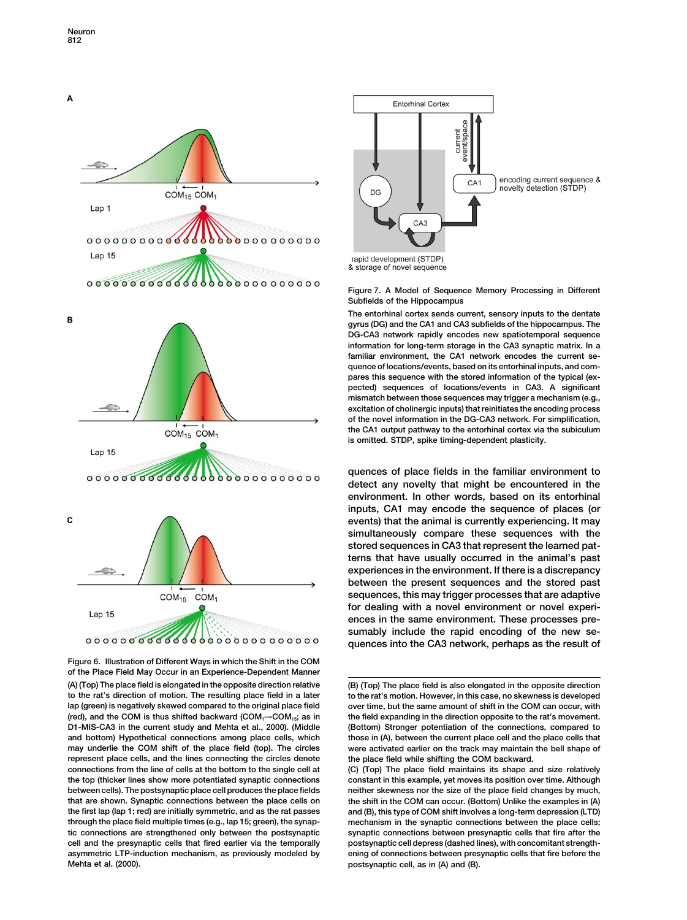A

$COM_{15}$ $COM_1$

Lap 1

Lap 15

B

$COM_{15}$ $COM_1$

Lap 15

C

$COM_{15}$ $COM_1$

Lap 15

Figure 6. Illustration of Different Ways in which the Shift in the COM of the Place Field May Occur in an Experience-Dependent Manner

(A) (Top) The place field is elongated in the opposite direction relative to the rat's direction of motion. The resulting place field in a later lap (green) is negatively skewed compared to the original place field (red), and the COM is thus shifted backward ($COM_1 \rightarrow COM_{15}$; as in D1-MIS-CA3 in the current study and Mehta et al., 2000). (Middle and bottom) Hypothetical connections among place cells, which may underlie the COM shift of the place field (top). The circles represent place cells, and the lines connecting the circles denote connections from the line of cells at the bottom to the single cell at the top (thicker lines show more potentiated synaptic connections between cells). The postsynaptic place cell produces the place fields that are shown. Synaptic connections between the place cells on the first lap (lap 1; red) are initially symmetric, and as the rat passes through the place field multiple times (e.g., lap 15; green), the synaptic connections are strengthened only between the postsynaptic cell and the presynaptic cells that fired earlier via the temporally asymmetric LTP-induction mechanism, as previously modeled by Mehta et al. (2000).

(B) (Top) The place field is also elongated in the opposite direction to the rat's motion. However, in this case, no skewness is developed over time, but the same amount of shift in the COM can occur, with the field expanding in the direction opposite to the rat's movement. (Bottom) Stronger potentiation of the connections, compared to those in (A), between the current place cell and the place cells that were activated earlier on the track may maintain the bell shape of the place field while shifting the COM backward.

(C) (Top) The place field maintains its shape and size relatively constant in this example, yet moves its position over time. Although neither skewness nor the size of the place field changes by much, the shift in the COM can occur. (Bottom) Unlike the examples in (A) and (B), this type of COM shift involves a long-term depression (LTD) mechanism in the synaptic connections between the place cells; synaptic connections between presynaptic cells that fire after the postsynaptic cell depress (dashed lines), with concomitant strengthening of connections between presynaptic cells that fire before the postsynaptic cell, as in (A) and (B).

Entorhinal Cortex

current event/space

DG

CA3

CA1

encoding current sequence & novelty detection (STDP)

rapid development (STDP) & storage of novel sequence

Figure 7. A Model of Sequence Memory Processing in Different Subfields of the Hippocampus

The entorhinal cortex sends current, sensory inputs to the dentate gyrus (DG) and the CA1 and CA3 subfields of the hippocampus. The DG-CA3 network rapidly encodes new spatiotemporal sequence information for long-term storage in the CA3 synaptic matrix. In a familiar environment, the CA1 network encodes the current sequence of locations/events, based on its entorhinal inputs, and compares this sequence with the stored information of the typical (expected) sequences of locations/events in CA3. A significant mismatch between those sequences may trigger a mechanism (e.g., excitation of cholinergic inputs) that reinitiates the encoding process of the novel information in the DG-CA3 network. For simplification, the CA1 output pathway to the entorhinal cortex via the subiculum is omitted. STDP, spike timing-dependent plasticity.

quences of place fields in the familiar environment to detect any novelty that might be encountered in the environment. In other words, based on its entorhinal inputs, CA1 may encode the sequence of places (or events) that the animal is currently experiencing. It may simultaneously compare these sequences with the stored sequences in CA3 that represent the learned patterns that have usually occurred in the animal's past experiences in the environment. If there is a discrepancy between the present sequences and the stored past sequences, this may trigger processes that are adaptive for dealing with a novel environment or novel experiences in the same environment. These processes presumably include the rapid encoding of the new sequences into the CA3 network, perhaps as the result of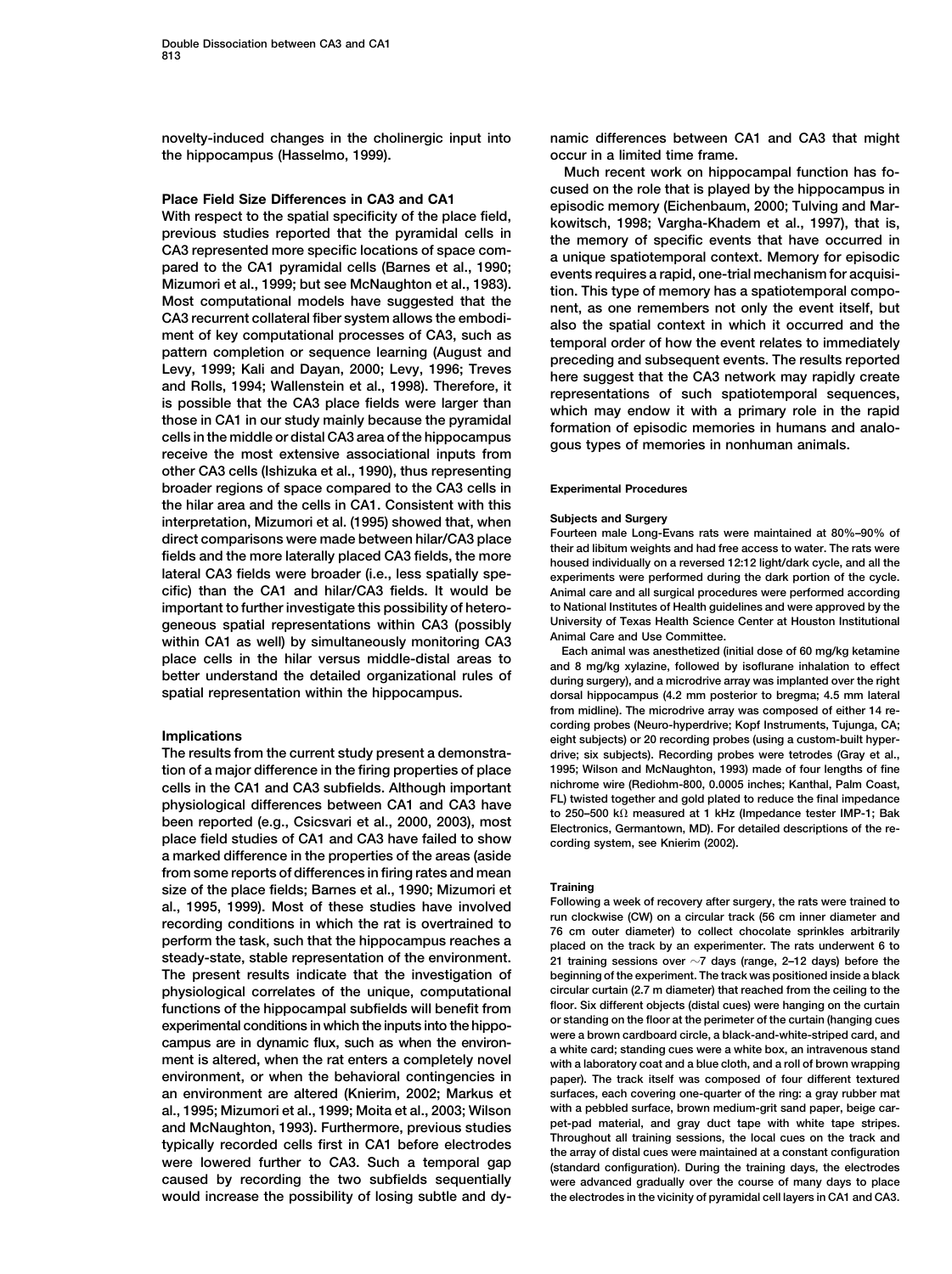novelty-induced changes in the cholinergic input into the hippocampus (Hasselmo, 1999).

## Place Field Size Differences in CA3 and CA1

With respect to the spatial specificity of the place field, previous studies reported that the pyramidal cells in CA3 represented more specific locations of space compared to the CA1 pyramidal cells (Barnes et al., 1990; Mizumori et al., 1999; but see McNaughton et al., 1983). Most computational models have suggested that the CA3 recurrent collateral fiber system allows the embodiment of key computational processes of CA3, such as pattern completion or sequence learning (August and Levy, 1999; Kali and Dayan, 2000; Levy, 1996; Treves and Rolls, 1994; Wallenstein et al., 1998). Therefore, it is possible that the CA3 place fields were larger than those in CA1 in our study mainly because the pyramidal cells in the middle or distal CA3 area of the hippocampus receive the most extensive associational inputs from other CA3 cells (Ishizuka et al., 1990), thus representing broader regions of space compared to the CA3 cells in the hilar area and the cells in CA1. Consistent with this interpretation, Mizumori et al. (1995) showed that, when direct comparisons were made between hilar/CA3 place fields and the more laterally placed CA3 fields, the more lateral CA3 fields were broader (i.e., less spatially specific) than the CA1 and hilar/CA3 fields. It would be important to further investigate this possibility of heterogeneous spatial representations within CA3 (possibly within CA1 as well) by simultaneously monitoring CA3 place cells in the hilar versus middle-distal areas to better understand the detailed organizational rules of spatial representation within the hippocampus.

## Implications

The results from the current study present a demonstration of a major difference in the firing properties of place cells in the CA1 and CA3 subfields. Although important physiological differences between CA1 and CA3 have been reported (e.g., Csicsvari et al., 2000, 2003), most place field studies of CA1 and CA3 have failed to show a marked difference in the properties of the areas (aside from some reports of differences in firing rates and mean size of the place fields; Barnes et al., 1990; Mizumori et al., 1995, 1999). Most of these studies have involved recording conditions in which the rat is overtrained to perform the task, such that the hippocampus reaches a steady-state, stable representation of the environment. The present results indicate that the investigation of physiological correlates of the unique, computational functions of the hippocampal subfields will benefit from experimental conditions in which the inputs into the hippocampus are in dynamic flux, such as when the environment is altered, when the rat enters a completely novel environment, or when the behavioral contingencies in an environment are altered (Knierim, 2002; Markus et al., 1995; Mizumori et al., 1999; Moita et al., 2003; Wilson and McNaughton, 1993). Furthermore, previous studies typically recorded cells first in CA1 before electrodes were lowered further to CA3. Such a temporal gap caused by recording the two subfields sequentially would increase the possibility of losing subtle and dynamic differences between CA1 and CA3 that might occur in a limited time frame.

Much recent work on hippocampal function has focused on the role that is played by the hippocampus in episodic memory (Eichenbaum, 2000; Tulving and Markowitsch, 1998; Vargha-Khadem et al., 1997), that is, the memory of specific events that have occurred in a unique spatiotemporal context. Memory for episodic events requires a rapid, one-trial mechanism for acquisition. This type of memory has a spatiotemporal component, as one remembers not only the event itself, but also the spatial context in which it occurred and the temporal order of how the event relates to immediately preceding and subsequent events. The results reported here suggest that the CA3 network may rapidly create representations of such spatiotemporal sequences, which may endow it with a primary role in the rapid formation of episodic memories in humans and analogous types of memories in nonhuman animals.

## Experimental Procedures

### Subjects and Surgery

Fourteen male Long-Evans rats were maintained at 80%–90% of their ad libitum weights and had free access to water. The rats were housed individually on a reversed 12:12 light/dark cycle, and all the experiments were performed during the dark portion of the cycle. Animal care and all surgical procedures were performed according to National Institutes of Health guidelines and were approved by the University of Texas Health Science Center at Houston Institutional Animal Care and Use Committee.

Each animal was anesthetized (initial dose of 60 mg/kg ketamine and 8 mg/kg xylazine, followed by isoflurane inhalation to effect during surgery), and a microdrive array was implanted over the right dorsal hippocampus (4.2 mm posterior to bregma; 4.5 mm lateral from midline). The microdrive array was composed of either 14 recording probes (Neuro-hyperdrive; Kopf Instruments, Tujunga, CA; eight subjects) or 20 recording probes (using a custom-built hyperdrive; six subjects). Recording probes were tetrodes (Gray et al., 1995; Wilson and McNaughton, 1993) made of four lengths of fine nichrome wire (Rediohm-800, 0.0005 inches; Kanthal, Palm Coast, FL) twisted together and gold plated to reduce the final impedance to 250–500 kΩ measured at 1 kHz (Impedance tester IMP-1; Bak Electronics, Germantown, MD). For detailed descriptions of the recording system, see Knierim (2002).

### Training

Following a week of recovery after surgery, the rats were trained to run clockwise (CW) on a circular track (56 cm inner diameter and 76 cm outer diameter) to collect chocolate sprinkles arbitrarily placed on the track by an experimenter. The rats underwent 6 to 21 training sessions over ~7 days (range, 2–12 days) before the beginning of the experiment. The track was positioned inside a black circular curtain (2.7 m diameter) that reached from the ceiling to the floor. Six different objects (distal cues) were hanging on the curtain or standing on the floor at the perimeter of the curtain (hanging cues were a brown cardboard circle, a black-and-white-striped card, and a white card; standing cues were a white box, an intravenous stand with a laboratory coat and a blue cloth, and a roll of brown wrapping paper). The track itself was composed of four different textured surfaces, each covering one-quarter of the ring: a gray rubber mat with a pebbled surface, brown medium-grit sand paper, beige carpet-pad material, and gray duct tape with white tape stripes. Throughout all training sessions, the local cues on the track and the array of distal cues were maintained at a constant configuration (standard configuration). During the training days, the electrodes were advanced gradually over the course of many days to place the electrodes in the vicinity of pyramidal cell layers in CA1 and CA3.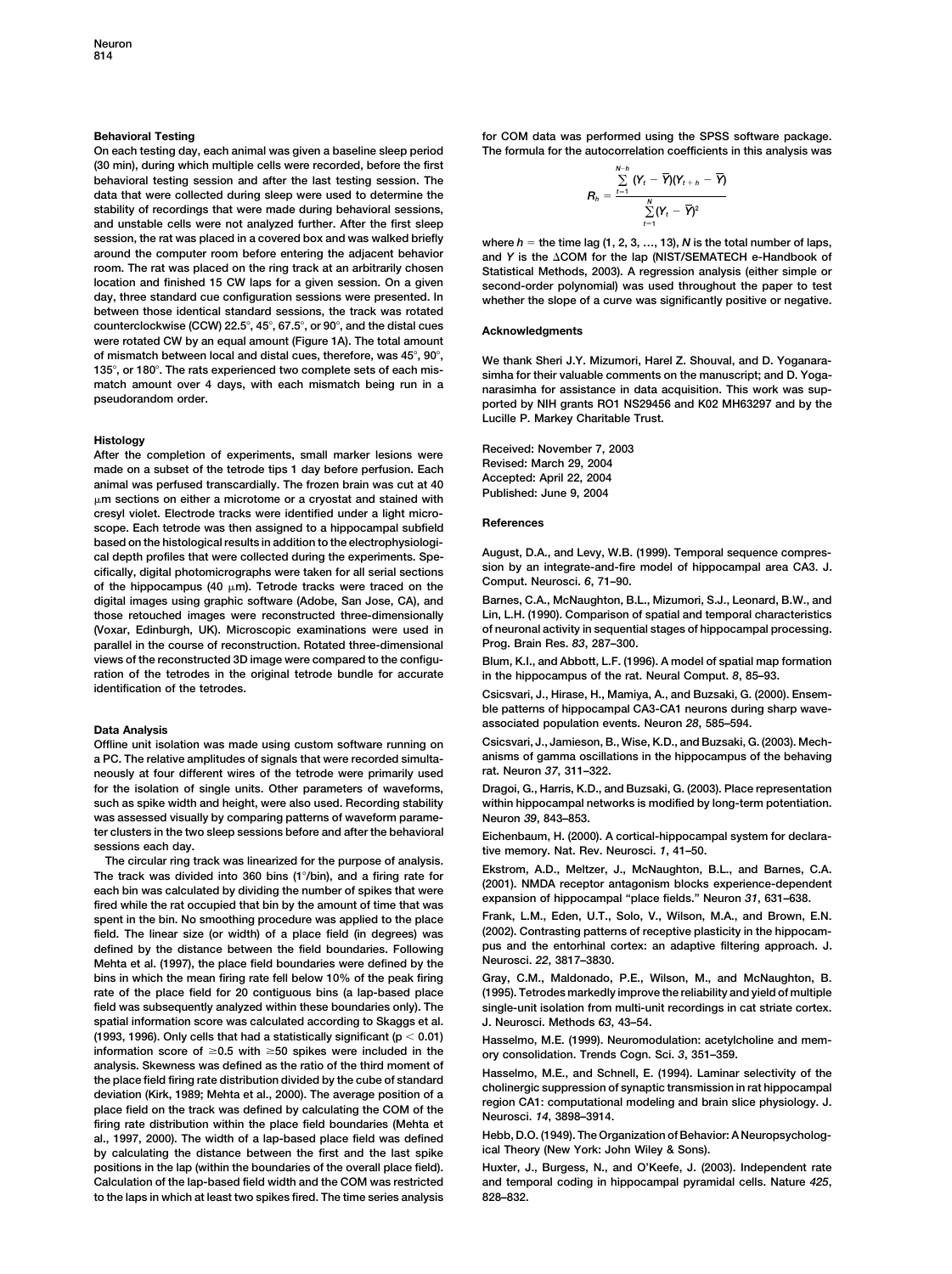### Behavioral Testing

On each testing day, each animal was given a baseline sleep period (30 min), during which multiple cells were recorded, before the first behavioral testing session and after the last testing session. The data that were collected during sleep were used to determine the stability of recordings that were made during behavioral sessions, and unstable cells were not analyzed further. After the first sleep session, the rat was placed in a covered box and was walked briefly around the computer room before entering the adjacent behavior room. The rat was placed on the ring track at an arbitrarily chosen location and finished 15 CW laps for a given session. On a given day, three standard cue configuration sessions were presented. In between those identical standard sessions, the track was rotated counterclockwise (CCW) 22.5°, 45°, 67.5°, or 90°, and the distal cues were rotated CW by an equal amount (Figure 1A). The total amount of mismatch between local and distal cues, therefore, was 45°, 90°, 135°, or 180°. The rats experienced two complete sets of each mismatch amount over 4 days, with each mismatch being run in a pseudorandom order.

### Histology

After the completion of experiments, small marker lesions were made on a subset of the tetrode tips 1 day before perfusion. Each animal was perfused transcardially. The frozen brain was cut at 40 μm sections on either a microtome or a cryostat and stained with cresyl violet. Electrode tracks were identified under a light microscope. Each tetrode was then assigned to a hippocampal subfield based on the histological results in addition to the electrophysiological depth profiles that were collected during the experiments. Specifically, digital photomicrographs were taken for all serial sections of the hippocampus (40 μm). Tetrode tracks were traced on the digital images using graphic software (Adobe, San Jose, CA), and those retouched images were reconstructed three-dimensionally (Voxar, Edinburgh, UK). Microscopic examinations were used in parallel in the course of reconstruction. Rotated three-dimensional views of the reconstructed 3D image were compared to the configuration of the tetrodes in the original tetrode bundle for accurate identification of the tetrodes.

### Data Analysis

Offline unit isolation was made using custom software running on a PC. The relative amplitudes of signals that were recorded simultaneously at four different wires of the tetrode were primarily used for the isolation of single units. Other parameters of waveforms, such as spike width and height, were also used. Recording stability was assessed visually by comparing patterns of waveform parameter clusters in the two sleep sessions before and after the behavioral sessions each day.

The circular ring track was linearized for the purpose of analysis. The track was divided into 360 bins (1°/bin), and a firing rate for each bin was calculated by dividing the number of spikes that were fired while the rat occupied that bin by the amount of time that was spent in the bin. No smoothing procedure was applied to the place field. The linear size (or width) of a place field (in degrees) was defined by the distance between the field boundaries. Following Mehta et al. (1997), the place field boundaries were defined by the bins in which the mean firing rate fell below 10% of the peak firing rate of the place field for 20 contiguous bins (a lap-based place field was subsequently analyzed within these boundaries only). The spatial information score was calculated according to Skaggs et al. (1993, 1996). Only cells that had a statistically significant ($p < 0.01$) information score of ≥0.5 with ≥50 spikes were included in the analysis. Skewness was defined as the ratio of the third moment of the place field firing rate distribution divided by the cube of standard deviation (Kirk, 1989; Mehta et al., 2000). The average position of a place field on the track was defined by calculating the COM of the firing rate distribution within the place field boundaries (Mehta et al., 1997, 2000). The width of a lap-based place field was defined by calculating the distance between the first and the last spike positions in the lap (within the boundaries of the overall place field). Calculation of the lap-based field width and the COM was restricted to the laps in which at least two spikes fired. The time series analysis for COM data was performed using the SPSS software package. The formula for the autocorrelation coefficients in this analysis was

$$R_h = \frac{\sum_{t=1}^{N-h} (Y_t - \overline{Y})(Y_{t+h} - \overline{Y})}{\sum_{t=1}^{N} (Y_t - \overline{Y})^2}$$

where $h$ = the time lag (1, 2, 3, …, 13), $N$ is the total number of laps, and $Y$ is the ΔCOM for the lap (NIST/SEMATECH e-Handbook of Statistical Methods, 2003). A regression analysis (either simple or second-order polynomial) was used throughout the paper to test whether the slope of a curve was significantly positive or negative.

### Acknowledgments

We thank Sheri J.Y. Mizumori, Harel Z. Shouval, and D. Yoganarasimha for their valuable comments on the manuscript; and D. Yoganarasimha for assistance in data acquisition. This work was supported by NIH grants RO1 NS29456 and K02 MH63297 and by the Lucille P. Markey Charitable Trust.

Received: November 7, 2003
Revised: March 29, 2004
Accepted: April 22, 2004
Published: June 9, 2004

### References

August, D.A., and Levy, W.B. (1999). Temporal sequence compression by an integrate-and-fire model of hippocampal area CA3. J. Comput. Neurosci. *6*, 71–90.

Barnes, C.A., McNaughton, B.L., Mizumori, S.J., Leonard, B.W., and Lin, L.H. (1990). Comparison of spatial and temporal characteristics of neuronal activity in sequential stages of hippocampal processing. Prog. Brain Res. *83*, 287–300.

Blum, K.I., and Abbott, L.F. (1996). A model of spatial map formation in the hippocampus of the rat. Neural Comput. *8*, 85–93.

Csicsvari, J., Hirase, H., Mamiya, A., and Buzsaki, G. (2000). Ensemble patterns of hippocampal CA3-CA1 neurons during sharp wave-associated population events. Neuron *28*, 585–594.

Csicsvari, J., Jamieson, B., Wise, K.D., and Buzsaki, G. (2003). Mechanisms of gamma oscillations in the hippocampus of the behaving rat. Neuron *37*, 311–322.

Dragoi, G., Harris, K.D., and Buzsaki, G. (2003). Place representation within hippocampal networks is modified by long-term potentiation. Neuron *39*, 843–853.

Eichenbaum, H. (2000). A cortical-hippocampal system for declarative memory. Nat. Rev. Neurosci. *1*, 41–50.

Ekstrom, A.D., Meltzer, J., McNaughton, B.L., and Barnes, C.A. (2001). NMDA receptor antagonism blocks experience-dependent expansion of hippocampal "place fields." Neuron *31*, 631–638.

Frank, L.M., Eden, U.T., Solo, V., Wilson, M.A., and Brown, E.N. (2002). Contrasting patterns of receptive field plasticity in the hippocampus and the entorhinal cortex: an adaptive filtering approach. J. Neurosci. *22*, 3817–3830.

Gray, C.M., Maldonado, P.E., Wilson, M., and McNaughton, B. (1995). Tetrodes markedly improve the reliability and yield of multiple single-unit isolation from multi-unit recordings in cat striate cortex. J. Neurosci. Methods *63*, 43–54.

Hasselmo, M.E. (1999). Neuromodulation: acetylcholine and memory consolidation. Trends Cogn. Sci. *3*, 351–359.

Hasselmo, M.E., and Schnell, E. (1994). Laminar selectivity of the cholinergic suppression of synaptic transmission in rat hippocampal region CA1: computational modeling and brain slice physiology. J. Neurosci. *14*, 3898–3914.

Hebb, D.O. (1949). The Organization of Behavior: A Neuropsychological Theory (New York: John Wiley & Sons).

Huxter, J., Burgess, N., and O'Keefe, J. (2003). Independent rate and temporal coding in hippocampal pyramidal cells. Nature *425*, 828–832.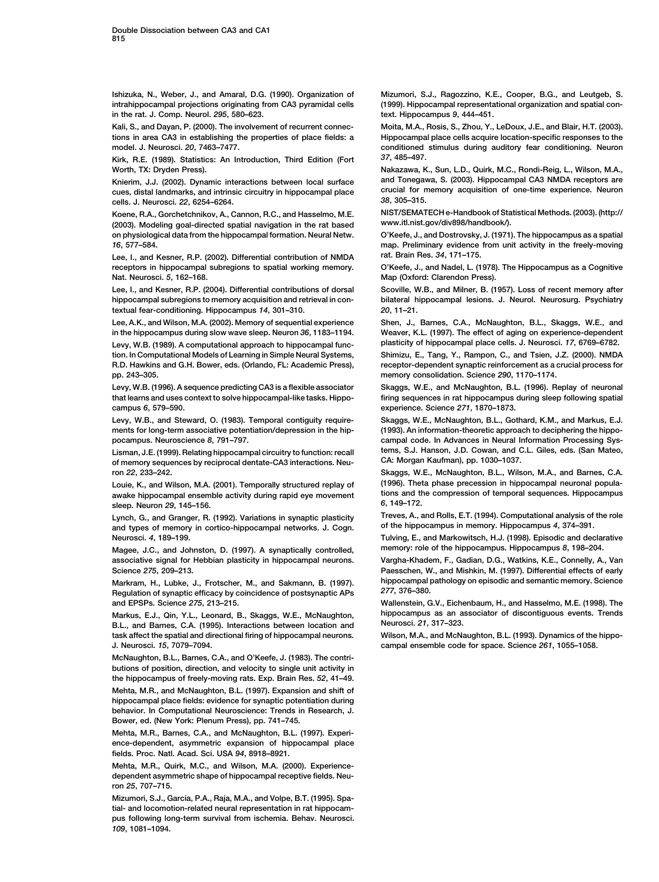Ishizuka, N., Weber, J., and Amaral, D.G. (1990). Organization of intrahippocampal projections originating from CA3 pyramidal cells in the rat. J. Comp. Neurol. *295*, 580–623.

Kali, S., and Dayan, P. (2000). The involvement of recurrent connections in area CA3 in establishing the properties of place fields: a model. J. Neurosci. *20*, 7463–7477.

Kirk, R.E. (1989). Statistics: An Introduction, Third Edition (Fort Worth, TX: Dryden Press).

Knierim, J.J. (2002). Dynamic interactions between local surface cues, distal landmarks, and intrinsic circuitry in hippocampal place cells. J. Neurosci. *22*, 6254–6264.

Koene, R.A., Gorchetchnikov, A., Cannon, R.C., and Hasselmo, M.E. (2003). Modeling goal-directed spatial navigation in the rat based on physiological data from the hippocampal formation. Neural Netw. *16*, 577–584.

Lee, I., and Kesner, R.P. (2002). Differential contribution of NMDA receptors in hippocampal subregions to spatial working memory. Nat. Neurosci. *5*, 162–168.

Lee, I., and Kesner, R.P. (2004). Differential contributions of dorsal hippocampal subregions to memory acquisition and retrieval in contextual fear-conditioning. Hippocampus *14*, 301–310.

Lee, A.K., and Wilson, M.A. (2002). Memory of sequential experience in the hippocampus during slow wave sleep. Neuron *36*, 1183–1194.

Levy, W.B. (1989). A computational approach to hippocampal function. In Computational Models of Learning in Simple Neural Systems, R.D. Hawkins and G.H. Bower, eds. (Orlando, FL: Academic Press), pp. 243–305.

Levy, W.B. (1996). A sequence predicting CA3 is a flexible associator that learns and uses context to solve hippocampal-like tasks. Hippocampus *6*, 579–590.

Levy, W.B., and Steward, O. (1983). Temporal contiguity requirements for long-term associative potentiation/depression in the hippocampus. Neuroscience *8*, 791–797.

Lisman, J.E. (1999). Relating hippocampal circuitry to function: recall of memory sequences by reciprocal dentate-CA3 interactions. Neuron *22*, 233–242.

Louie, K., and Wilson, M.A. (2001). Temporally structured replay of awake hippocampal ensemble activity during rapid eye movement sleep. Neuron *29*, 145–156.

Lynch, G., and Granger, R. (1992). Variations in synaptic plasticity and types of memory in cortico-hippocampal networks. J. Cogn. Neurosci. *4*, 189–199.

Magee, J.C., and Johnston, D. (1997). A synaptically controlled, associative signal for Hebbian plasticity in hippocampal neurons. Science *275*, 209–213.

Markram, H., Lubke, J., Frotscher, M., and Sakmann, B. (1997). Regulation of synaptic efficacy by coincidence of postsynaptic APs and EPSPs. Science *275*, 213–215.

Markus, E.J., Qin, Y.L., Leonard, B., Skaggs, W.E., McNaughton, B.L., and Barnes, C.A. (1995). Interactions between location and task affect the spatial and directional firing of hippocampal neurons. J. Neurosci. *15*, 7079–7094.

McNaughton, B.L., Barnes, C.A., and O'Keefe, J. (1983). The contributions of position, direction, and velocity to single unit activity in the hippocampus of freely-moving rats. Exp. Brain Res. *52*, 41–49.

Mehta, M.R., and McNaughton, B.L. (1997). Expansion and shift of hippocampal place fields: evidence for synaptic potentiation during behavior. In Computational Neuroscience: Trends in Research, J. Bower, ed. (New York: Plenum Press), pp. 741–745.

Mehta, M.R., Barnes, C.A., and McNaughton, B.L. (1997). Experience-dependent, asymmetric expansion of hippocampal place fields. Proc. Natl. Acad. Sci. USA *94*, 8918–8921.

Mehta, M.R., Quirk, M.C., and Wilson, M.A. (2000). Experience-dependent asymmetric shape of hippocampal receptive fields. Neuron *25*, 707–715.

Mizumori, S.J., Garcia, P.A., Raja, M.A., and Volpe, B.T. (1995). Spatial- and locomotion-related neural representation in rat hippocampus following long-term survival from ischemia. Behav. Neurosci. *109*, 1081–1094.

Mizumori, S.J., Ragozzino, K.E., Cooper, B.G., and Leutgeb, S. (1999). Hippocampal representational organization and spatial context. Hippocampus *9*, 444–451.

Moita, M.A., Rosis, S., Zhou, Y., LeDoux, J.E., and Blair, H.T. (2003). Hippocampal place cells acquire location-specific responses to the conditioned stimulus during auditory fear conditioning. Neuron *37*, 485–497.

Nakazawa, K., Sun, L.D., Quirk, M.C., Rondi-Reig, L., Wilson, M.A., and Tonegawa, S. (2003). Hippocampal CA3 NMDA receptors are crucial for memory acquisition of one-time experience. Neuron *38*, 305–315.

NIST/SEMATECH e-Handbook of Statistical Methods. (2003). (http://www.itl.nist.gov/div898/handbook/).

O'Keefe, J., and Dostrovsky, J. (1971). The hippocampus as a spatial map. Preliminary evidence from unit activity in the freely-moving rat. Brain Res. *34*, 171–175.

O'Keefe, J., and Nadel, L. (1978). The Hippocampus as a Cognitive Map (Oxford: Clarendon Press).

Scoville, W.B., and Milner, B. (1957). Loss of recent memory after bilateral hippocampal lesions. J. Neurol. Neurosurg. Psychiatry *20*, 11–21.

Shen, J., Barnes, C.A., McNaughton, B.L., Skaggs, W.E., and Weaver, K.L. (1997). The effect of aging on experience-dependent plasticity of hippocampal place cells. J. Neurosci. *17*, 6769–6782.

Shimizu, E., Tang, Y., Rampon, C., and Tsien, J.Z. (2000). NMDA receptor-dependent synaptic reinforcement as a crucial process for memory consolidation. Science *290*, 1170–1174.

Skaggs, W.E., and McNaughton, B.L. (1996). Replay of neuronal firing sequences in rat hippocampus during sleep following spatial experience. Science *271*, 1870–1873.

Skaggs, W.E., McNaughton, B.L., Gothard, K.M., and Markus, E.J. (1993). An information-theoretic approach to deciphering the hippocampal code. In Advances in Neural Information Processing Systems, S.J. Hanson, J.D. Cowan, and C.L. Giles, eds. (San Mateo, CA: Morgan Kaufman), pp. 1030–1037.

Skaggs, W.E., McNaughton, B.L., Wilson, M.A., and Barnes, C.A. (1996). Theta phase precession in hippocampal neuronal populations and the compression of temporal sequences. Hippocampus *6*, 149–172.

Treves, A., and Rolls, E.T. (1994). Computational analysis of the role of the hippocampus in memory. Hippocampus *4*, 374–391.

Tulving, E., and Markowitsch, H.J. (1998). Episodic and declarative memory: role of the hippocampus. Hippocampus *8*, 198–204.

Vargha-Khadem, F., Gadian, D.G., Watkins, K.E., Connelly, A., Van Paesschen, W., and Mishkin, M. (1997). Differential effects of early hippocampal pathology on episodic and semantic memory. Science *277*, 376–380.

Wallenstein, G.V., Eichenbaum, H., and Hasselmo, M.E. (1998). The hippocampus as an associator of discontiguous events. Trends Neurosci. *21*, 317–323.

Wilson, M.A., and McNaughton, B.L. (1993). Dynamics of the hippocampal ensemble code for space. Science *261*, 1055–1058.